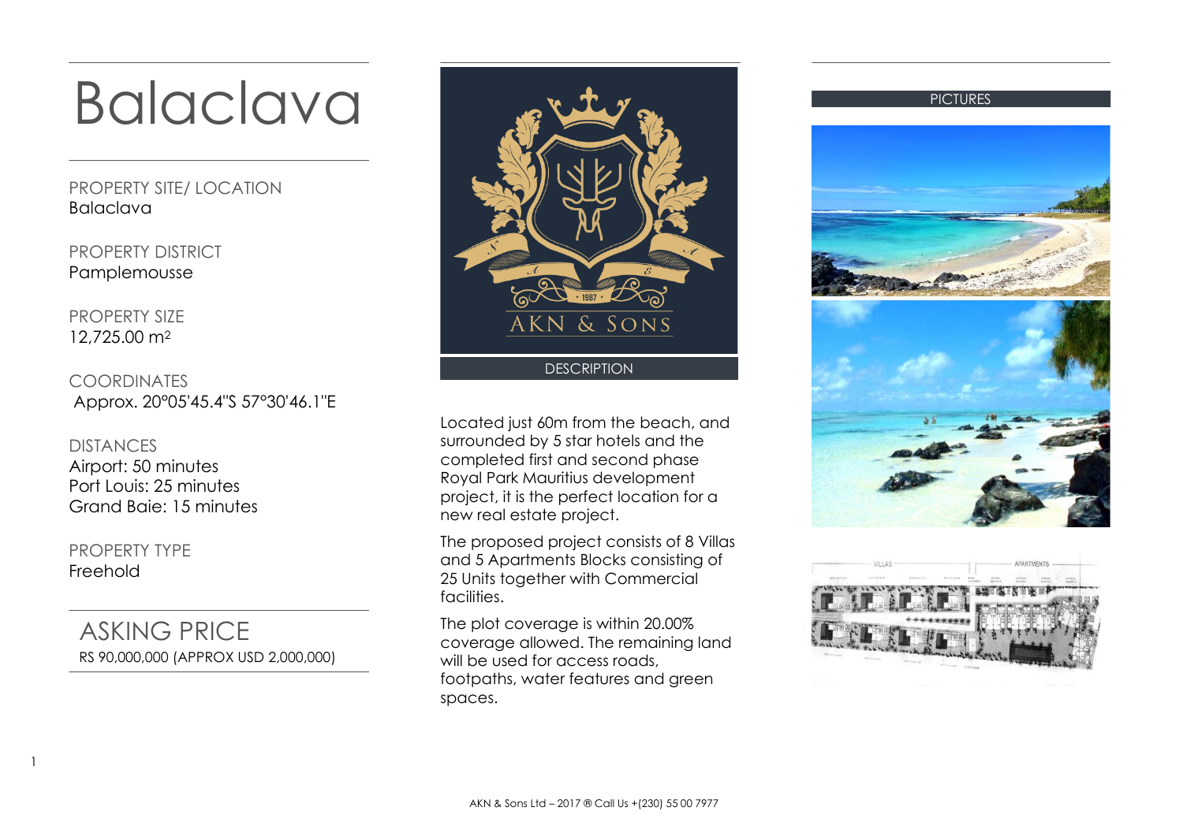# Balaclava

PROPERTY SITE/ LOCATION
Balaclava

PROPERTY DISTRICT
Pamplemousse

PROPERTY SIZE
12,725.00 $m^2$

COORDINATES
Approx. 20°05'45.4"S 57°30'46.1"E

DISTANCES
Airport: 50 minutes
Port Louis: 25 minutes
Grand Baie: 15 minutes

PROPERTY TYPE
Freehold

## ASKING PRICE

RS 90,000,000 (APPROX USD 2,000,000)

## DESCRIPTION

Located just 60m from the beach, and surrounded by 5 star hotels and the completed first and second phase Royal Park Mauritius development project, it is the perfect location for a new real estate project.

The proposed project consists of 8 Villas and 5 Apartments Blocks consisting of 25 Units together with Commercial facilities.

The plot coverage is within 20.00% coverage allowed. The remaining land will be used for access roads, footpaths, water features and green spaces.

## PICTURES

AKN & Sons Ltd – 2017 ® Call Us +(230) 55 00 7977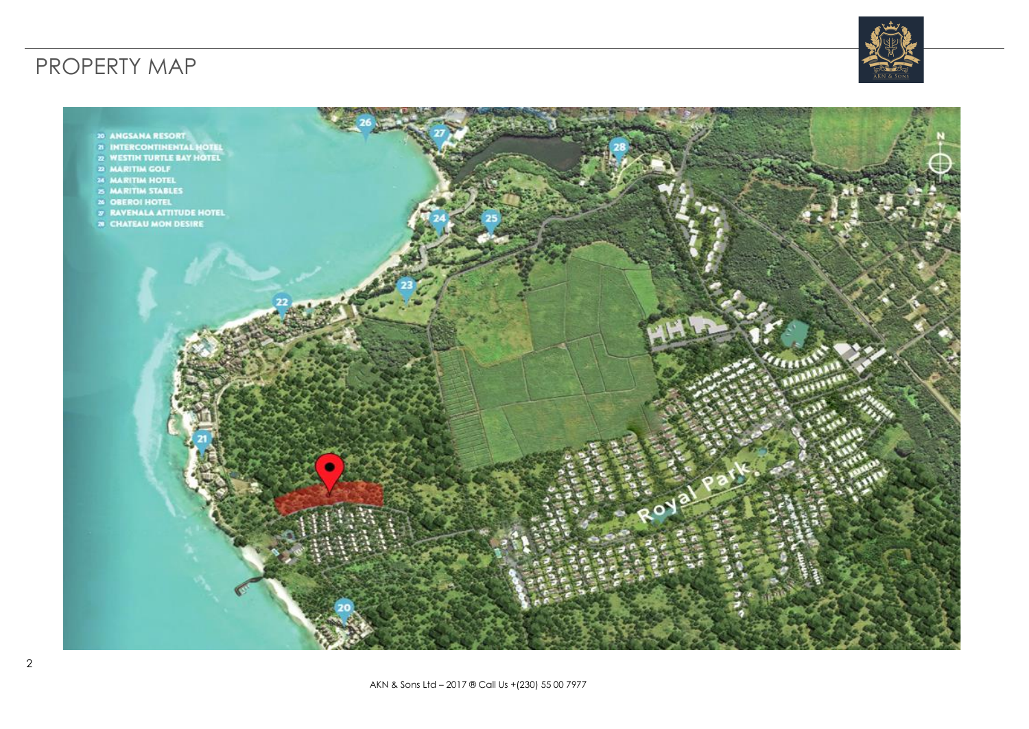# PROPERTY MAP

20 ANGSANA RESORT
21 INTERCONTINENTAL HOTEL
22 WESTIN TURTLE BAY HOTEL
23 MARITIM GOLF
24 MARITIM HOTEL
25 MARITIM STABLES
26 OBEROI HOTEL
27 RAVENALA ATTITUDE HOTEL
28 CHATEAU MON DESIRE

Royal Park

AKN & Sons Ltd – 2017 ® Call Us +(230) 55 00 7977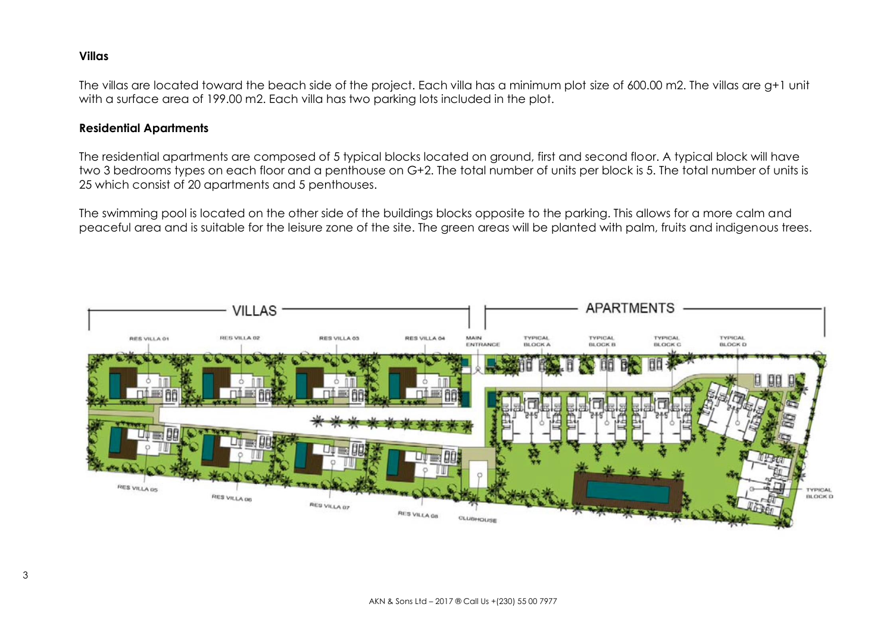**Villas**

The villas are located toward the beach side of the project. Each villa has a minimum plot size of 600.00 m2. The villas are g+1 unit with a surface area of 199.00 m2. Each villa has two parking lots included in the plot.

**Residential Apartments**

The residential apartments are composed of 5 typical blocks located on ground, first and second floor. A typical block will have two 3 bedrooms types on each floor and a penthouse on G+2. The total number of units per block is 5. The total number of units is 25 which consist of 20 apartments and 5 penthouses.

The swimming pool is located on the other side of the buildings blocks opposite to the parking. This allows for a more calm and peaceful area and is suitable for the leisure zone of the site. The green areas will be planted with palm, fruits and indigenous trees.

VILLAS

APARTMENTS

RES VILLA 01

RES VILLA 02

RES VILLA 03

RES VILLA 04

MAIN ENTRANCE

TYPICAL BLOCK A

TYPICAL BLOCK B

TYPICAL BLOCK C

TYPICAL BLOCK D

RES VILLA 05

RES VILLA 06

RES VILLA 07

RES VILLA 08

CLUBHOUSE

TYPICAL BLOCK D

AKN & Sons Ltd – 2017 ® Call Us +(230) 55 00 7977